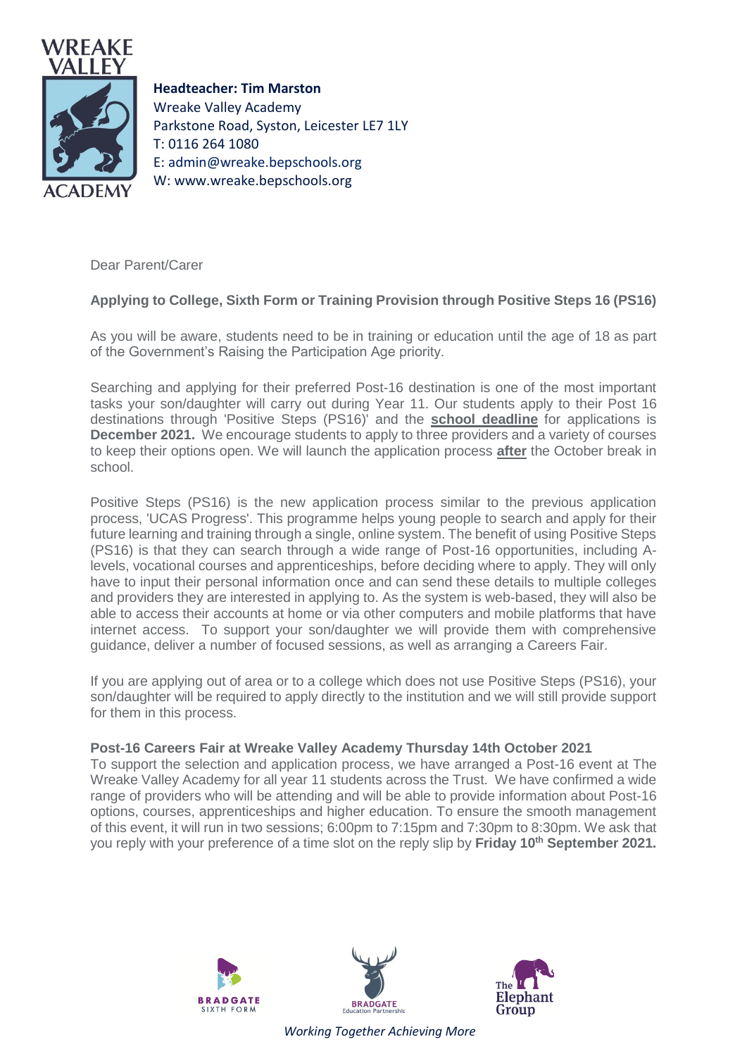**Headteacher: Tim Marston**
Wreake Valley Academy
Parkstone Road, Syston, Leicester LE7 1LY
T: 0116 264 1080
E: admin@wreake.bepschools.org
W: www.wreake.bepschools.org

Dear Parent/Carer

**Applying to College, Sixth Form or Training Provision through Positive Steps 16 (PS16)**

As you will be aware, students need to be in training or education until the age of 18 as part of the Government's Raising the Participation Age priority.

Searching and applying for their preferred Post-16 destination is one of the most important tasks your son/daughter will carry out during Year 11. Our students apply to their Post 16 destinations through 'Positive Steps (PS16)' and the **school deadline** for applications is **December 2021.** We encourage students to apply to three providers and a variety of courses to keep their options open. We will launch the application process **after** the October break in school.

Positive Steps (PS16) is the new application process similar to the previous application process, 'UCAS Progress'. This programme helps young people to search and apply for their future learning and training through a single, online system. The benefit of using Positive Steps (PS16) is that they can search through a wide range of Post-16 opportunities, including A-levels, vocational courses and apprenticeships, before deciding where to apply. They will only have to input their personal information once and can send these details to multiple colleges and providers they are interested in applying to. As the system is web-based, they will also be able to access their accounts at home or via other computers and mobile platforms that have internet access. To support your son/daughter we will provide them with comprehensive guidance, deliver a number of focused sessions, as well as arranging a Careers Fair.

If you are applying out of area or to a college which does not use Positive Steps (PS16), your son/daughter will be required to apply directly to the institution and we will still provide support for them in this process.

**Post-16 Careers Fair at Wreake Valley Academy Thursday 14th October 2021**

To support the selection and application process, we have arranged a Post-16 event at The Wreake Valley Academy for all year 11 students across the Trust. We have confirmed a wide range of providers who will be attending and will be able to provide information about Post-16 options, courses, apprenticeships and higher education. To ensure the smooth management of this event, it will run in two sessions; 6:00pm to 7:15pm and 7:30pm to 8:30pm. We ask that you reply with your preference of a time slot on the reply slip by **Friday 10th September 2021.**

*Working Together Achieving More*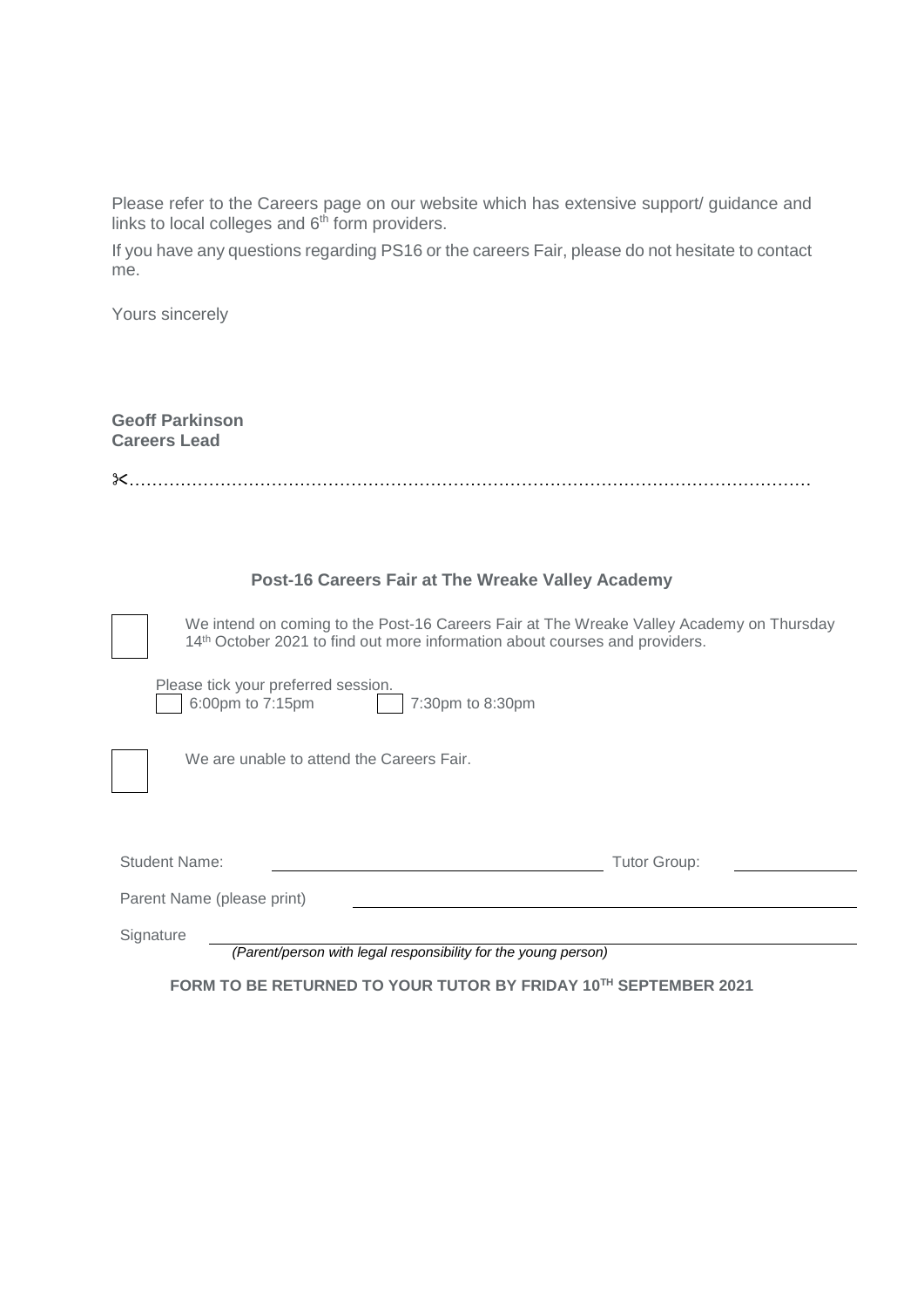Please refer to the Careers page on our website which has extensive support/ guidance and links to local colleges and 6th form providers.

If you have any questions regarding PS16 or the careers Fair, please do not hesitate to contact me.

Yours sincerely

**Geoff Parkinson**
**Careers Lead**

✂..........................................................................................................................

**Post-16 Careers Fair at The Wreake Valley Academy**

☐ We intend on coming to the Post-16 Careers Fair at The Wreake Valley Academy on Thursday 14th October 2021 to find out more information about courses and providers.

Please tick your preferred session.
☐ 6:00pm to 7:15pm ☐ 7:30pm to 8:30pm

☐ We are unable to attend the Careers Fair.

Student Name: ______________________ Tutor Group: __________

Parent Name (please print) ______________________

Signature ______________________
*(Parent/person with legal responsibility for the young person)*

**FORM TO BE RETURNED TO YOUR TUTOR BY FRIDAY 10TH SEPTEMBER 2021**